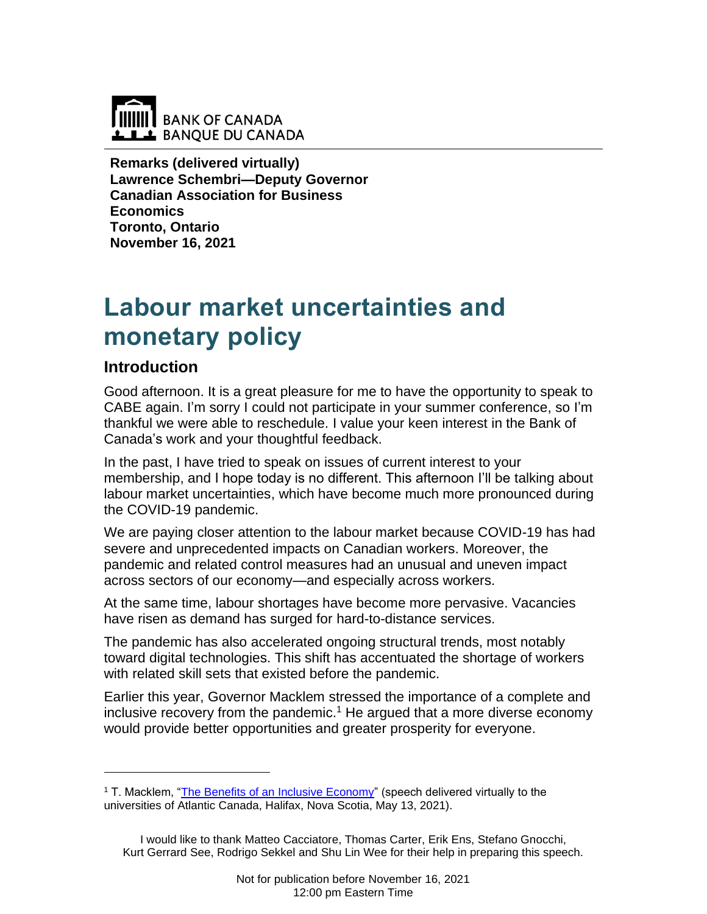**Remarks (delivered virtually)**
**Lawrence Schembri—Deputy Governor**
**Canadian Association for Business Economics**
**Toronto, Ontario**
**November 16, 2021**

# Labour market uncertainties and monetary policy

## Introduction

Good afternoon. It is a great pleasure for me to have the opportunity to speak to CABE again. I'm sorry I could not participate in your summer conference, so I'm thankful we were able to reschedule. I value your keen interest in the Bank of Canada's work and your thoughtful feedback.

In the past, I have tried to speak on issues of current interest to your membership, and I hope today is no different. This afternoon I'll be talking about labour market uncertainties, which have become much more pronounced during the COVID-19 pandemic.

We are paying closer attention to the labour market because COVID-19 has had severe and unprecedented impacts on Canadian workers. Moreover, the pandemic and related control measures had an unusual and uneven impact across sectors of our economy—and especially across workers.

At the same time, labour shortages have become more pervasive. Vacancies have risen as demand has surged for hard-to-distance services.

The pandemic has also accelerated ongoing structural trends, most notably toward digital technologies. This shift has accentuated the shortage of workers with related skill sets that existed before the pandemic.

Earlier this year, Governor Macklem stressed the importance of a complete and inclusive recovery from the pandemic.[1] He argued that a more diverse economy would provide better opportunities and greater prosperity for everyone.

[1] T. Macklem, "The Benefits of an Inclusive Economy" (speech delivered virtually to the universities of Atlantic Canada, Halifax, Nova Scotia, May 13, 2021).

I would like to thank Matteo Cacciatore, Thomas Carter, Erik Ens, Stefano Gnocchi, Kurt Gerrard See, Rodrigo Sekkel and Shu Lin Wee for their help in preparing this speech.

Not for publication before November 16, 2021
12:00 pm Eastern Time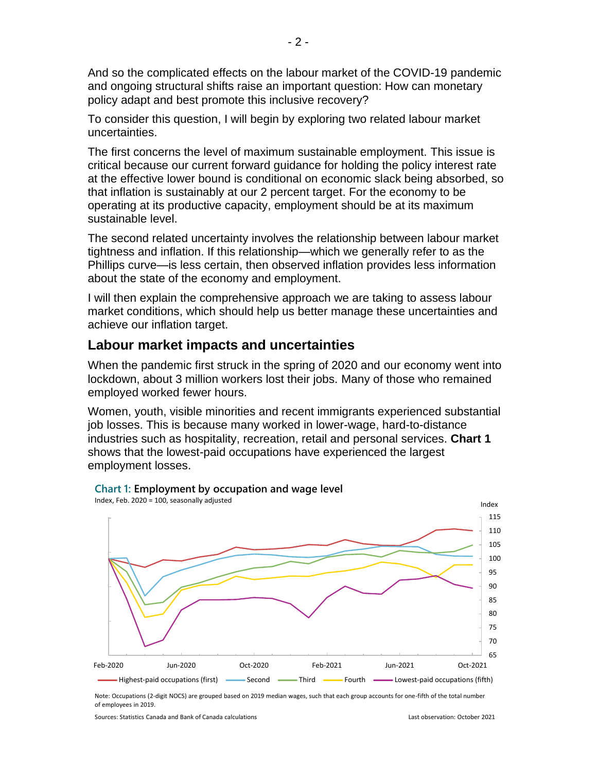And so the complicated effects on the labour market of the COVID-19 pandemic and ongoing structural shifts raise an important question: How can monetary policy adapt and best promote this inclusive recovery?

To consider this question, I will begin by exploring two related labour market uncertainties.

The first concerns the level of maximum sustainable employment. This issue is critical because our current forward guidance for holding the policy interest rate at the effective lower bound is conditional on economic slack being absorbed, so that inflation is sustainably at our 2 percent target. For the economy to be operating at its productive capacity, employment should be at its maximum sustainable level.

The second related uncertainty involves the relationship between labour market tightness and inflation. If this relationship—which we generally refer to as the Phillips curve—is less certain, then observed inflation provides less information about the state of the economy and employment.

I will then explain the comprehensive approach we are taking to assess labour market conditions, which should help us better manage these uncertainties and achieve our inflation target.

## Labour market impacts and uncertainties

When the pandemic first struck in the spring of 2020 and our economy went into lockdown, about 3 million workers lost their jobs. Many of those who remained employed worked fewer hours.

Women, youth, visible minorities and recent immigrants experienced substantial job losses. This is because many worked in lower-wage, hard-to-distance industries such as hospitality, recreation, retail and personal services. **Chart 1** shows that the lowest-paid occupations have experienced the largest employment losses.

**Chart 1: Employment by occupation and wage level**

Index, Feb. 2020 = 100, seasonally adjusted

Highest-paid occupations (first) — Second — Third — Fourth — Lowest-paid occupations (fifth)

Note: Occupations (2-digit NOCS) are grouped based on 2019 median wages, such that each group accounts for one-fifth of the total number of employees in 2019.

Sources: Statistics Canada and Bank of Canada calculations

Last observation: October 2021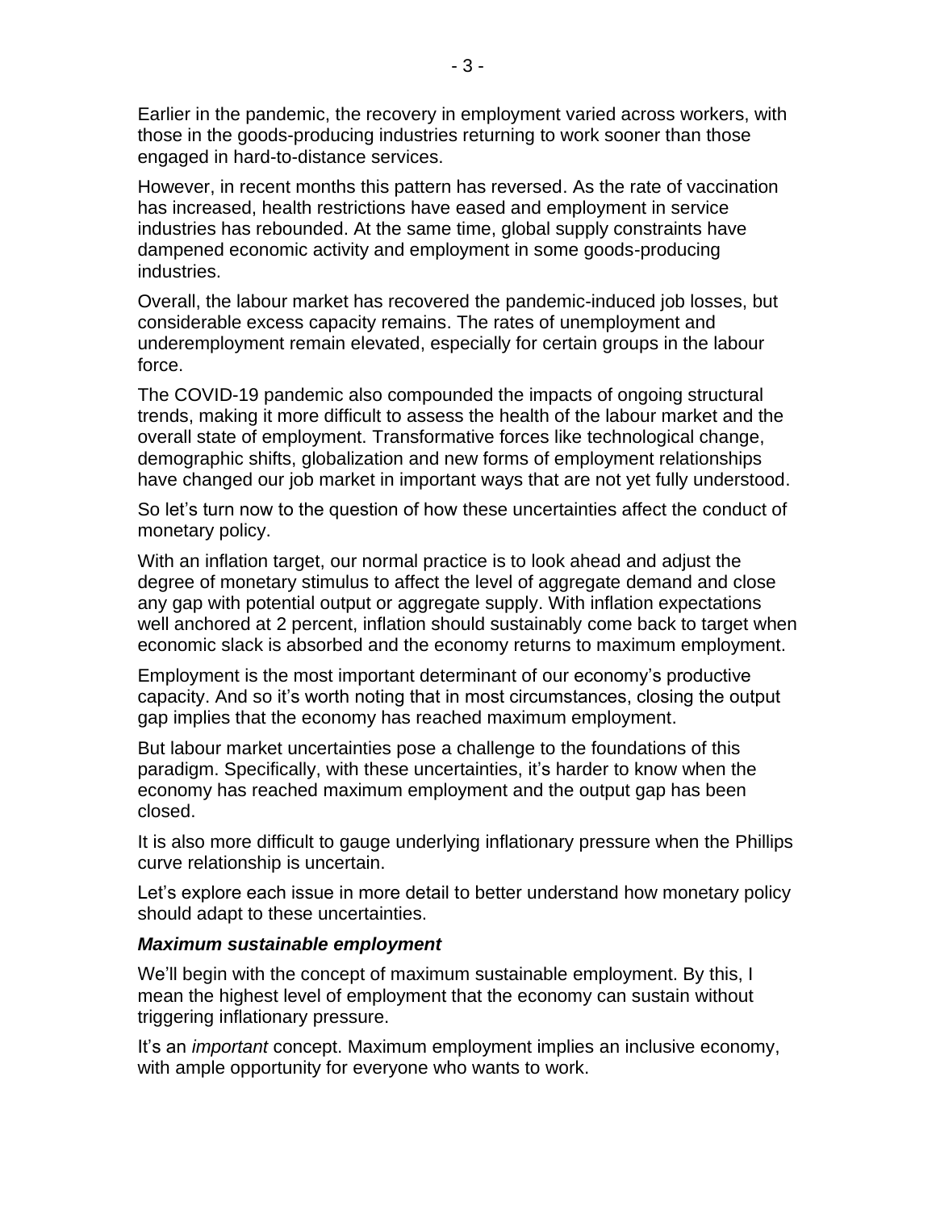Earlier in the pandemic, the recovery in employment varied across workers, with those in the goods-producing industries returning to work sooner than those engaged in hard-to-distance services.

However, in recent months this pattern has reversed. As the rate of vaccination has increased, health restrictions have eased and employment in service industries has rebounded. At the same time, global supply constraints have dampened economic activity and employment in some goods-producing industries.

Overall, the labour market has recovered the pandemic-induced job losses, but considerable excess capacity remains. The rates of unemployment and underemployment remain elevated, especially for certain groups in the labour force.

The COVID-19 pandemic also compounded the impacts of ongoing structural trends, making it more difficult to assess the health of the labour market and the overall state of employment. Transformative forces like technological change, demographic shifts, globalization and new forms of employment relationships have changed our job market in important ways that are not yet fully understood.

So let's turn now to the question of how these uncertainties affect the conduct of monetary policy.

With an inflation target, our normal practice is to look ahead and adjust the degree of monetary stimulus to affect the level of aggregate demand and close any gap with potential output or aggregate supply. With inflation expectations well anchored at 2 percent, inflation should sustainably come back to target when economic slack is absorbed and the economy returns to maximum employment.

Employment is the most important determinant of our economy's productive capacity. And so it's worth noting that in most circumstances, closing the output gap implies that the economy has reached maximum employment.

But labour market uncertainties pose a challenge to the foundations of this paradigm. Specifically, with these uncertainties, it's harder to know when the economy has reached maximum employment and the output gap has been closed.

It is also more difficult to gauge underlying inflationary pressure when the Phillips curve relationship is uncertain.

Let's explore each issue in more detail to better understand how monetary policy should adapt to these uncertainties.

### ***Maximum sustainable employment***

We'll begin with the concept of maximum sustainable employment. By this, I mean the highest level of employment that the economy can sustain without triggering inflationary pressure.

It's an *important* concept. Maximum employment implies an inclusive economy, with ample opportunity for everyone who wants to work.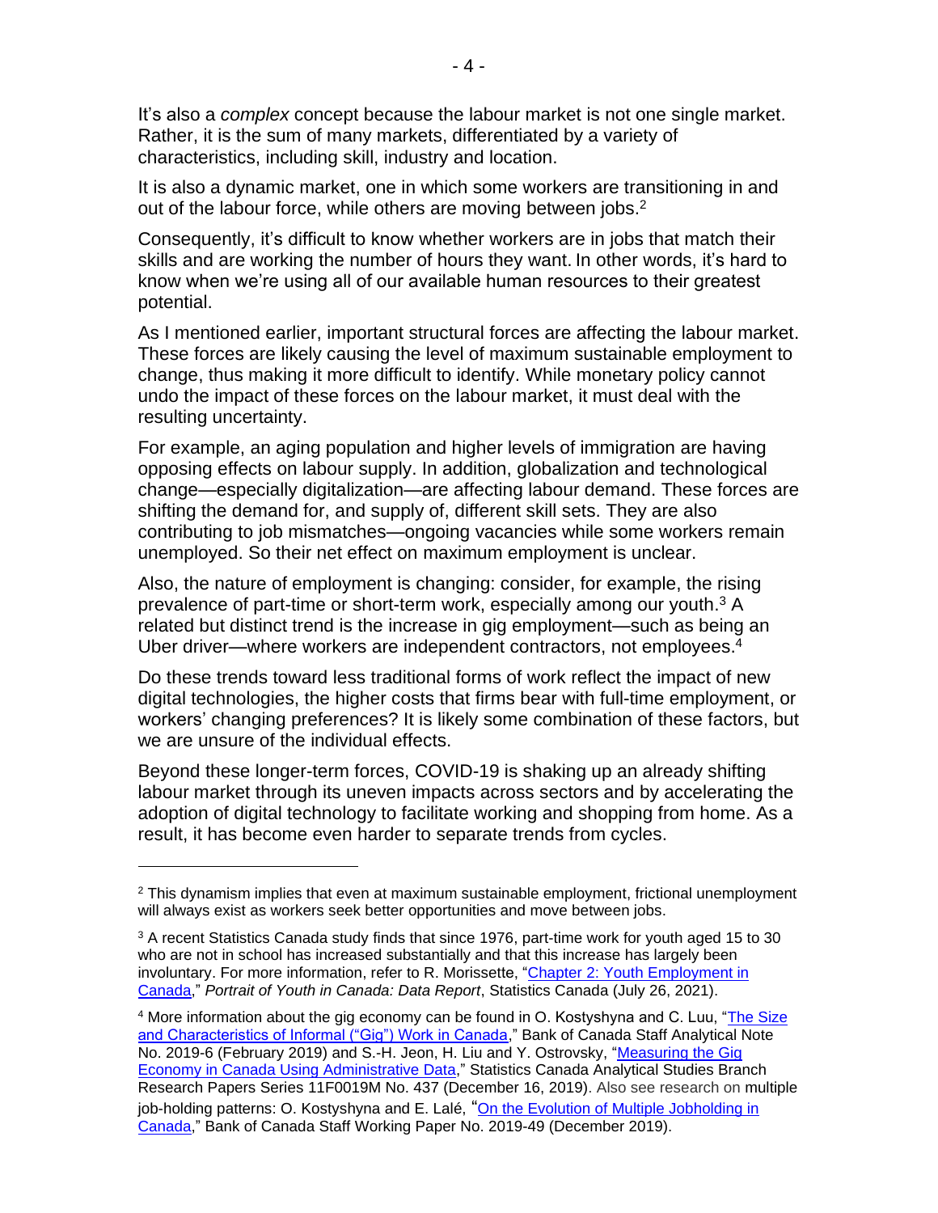It's also a *complex* concept because the labour market is not one single market. Rather, it is the sum of many markets, differentiated by a variety of characteristics, including skill, industry and location.

It is also a dynamic market, one in which some workers are transitioning in and out of the labour force, while others are moving between jobs.[2]

Consequently, it's difficult to know whether workers are in jobs that match their skills and are working the number of hours they want. In other words, it's hard to know when we're using all of our available human resources to their greatest potential.

As I mentioned earlier, important structural forces are affecting the labour market. These forces are likely causing the level of maximum sustainable employment to change, thus making it more difficult to identify. While monetary policy cannot undo the impact of these forces on the labour market, it must deal with the resulting uncertainty.

For example, an aging population and higher levels of immigration are having opposing effects on labour supply. In addition, globalization and technological change—especially digitalization—are affecting labour demand. These forces are shifting the demand for, and supply of, different skill sets. They are also contributing to job mismatches—ongoing vacancies while some workers remain unemployed. So their net effect on maximum employment is unclear.

Also, the nature of employment is changing: consider, for example, the rising prevalence of part-time or short-term work, especially among our youth.[3] A related but distinct trend is the increase in gig employment—such as being an Uber driver—where workers are independent contractors, not employees.[4]

Do these trends toward less traditional forms of work reflect the impact of new digital technologies, the higher costs that firms bear with full-time employment, or workers' changing preferences? It is likely some combination of these factors, but we are unsure of the individual effects.

Beyond these longer-term forces, COVID-19 is shaking up an already shifting labour market through its uneven impacts across sectors and by accelerating the adoption of digital technology to facilitate working and shopping from home. As a result, it has become even harder to separate trends from cycles.

---

[2] This dynamism implies that even at maximum sustainable employment, frictional unemployment will always exist as workers seek better opportunities and move between jobs.

[3] A recent Statistics Canada study finds that since 1976, part-time work for youth aged 15 to 30 who are not in school has increased substantially and that this increase has largely been involuntary. For more information, refer to R. Morissette, "Chapter 2: Youth Employment in Canada," *Portrait of Youth in Canada: Data Report*, Statistics Canada (July 26, 2021).

[4] More information about the gig economy can be found in O. Kostyshyna and C. Luu, "The Size and Characteristics of Informal ("Gig") Work in Canada," Bank of Canada Staff Analytical Note No. 2019-6 (February 2019) and S.-H. Jeon, H. Liu and Y. Ostrovsky, "Measuring the Gig Economy in Canada Using Administrative Data," Statistics Canada Analytical Studies Branch Research Papers Series 11F0019M No. 437 (December 16, 2019). Also see research on multiple job-holding patterns: O. Kostyshyna and E. Lalé, "On the Evolution of Multiple Jobholding in Canada," Bank of Canada Staff Working Paper No. 2019-49 (December 2019).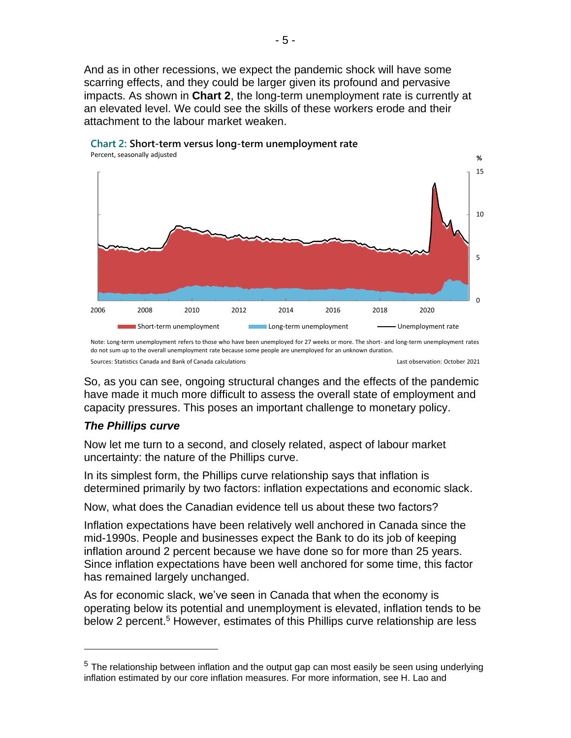And as in other recessions, we expect the pandemic shock will have some scarring effects, and they could be larger given its profound and pervasive impacts. As shown in **Chart 2**, the long-term unemployment rate is currently at an elevated level. We could see the skills of these workers erode and their attachment to the labour market weaken.

**Chart 2: Short-term versus long-term unemployment rate**

Percent, seasonally adjusted

Note: Long-term unemployment refers to those who have been unemployed for 27 weeks or more. The short- and long-term unemployment rates do not sum up to the overall unemployment rate because some people are unemployed for an unknown duration.

Sources: Statistics Canada and Bank of Canada calculations

Last observation: October 2021

So, as you can see, ongoing structural changes and the effects of the pandemic have made it much more difficult to assess the overall state of employment and capacity pressures. This poses an important challenge to monetary policy.

### *The Phillips curve*

Now let me turn to a second, and closely related, aspect of labour market uncertainty: the nature of the Phillips curve.

In its simplest form, the Phillips curve relationship says that inflation is determined primarily by two factors: inflation expectations and economic slack.

Now, what does the Canadian evidence tell us about these two factors?

Inflation expectations have been relatively well anchored in Canada since the mid-1990s. People and businesses expect the Bank to do its job of keeping inflation around 2 percent because we have done so for more than 25 years. Since inflation expectations have been well anchored for some time, this factor has remained largely unchanged.

As for economic slack, we've seen in Canada that when the economy is operating below its potential and unemployment is elevated, inflation tends to be below 2 percent.[5] However, estimates of this Phillips curve relationship are less

---

[5] The relationship between inflation and the output gap can most easily be seen using underlying inflation estimated by our core inflation measures. For more information, see H. Lao and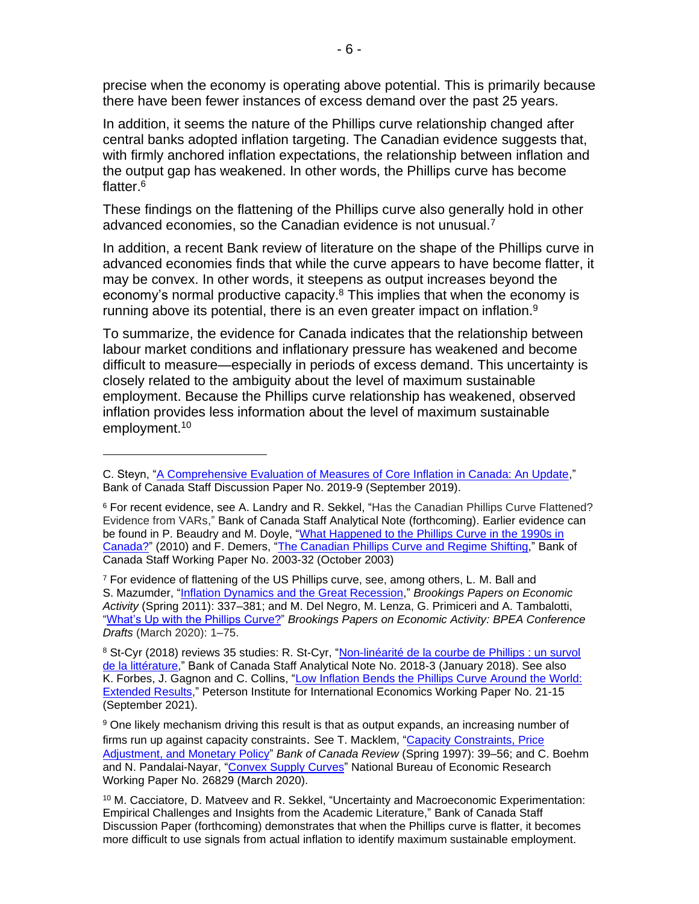precise when the economy is operating above potential. This is primarily because there have been fewer instances of excess demand over the past 25 years.

In addition, it seems the nature of the Phillips curve relationship changed after central banks adopted inflation targeting. The Canadian evidence suggests that, with firmly anchored inflation expectations, the relationship between inflation and the output gap has weakened. In other words, the Phillips curve has become flatter.[6]

These findings on the flattening of the Phillips curve also generally hold in other advanced economies, so the Canadian evidence is not unusual.[7]

In addition, a recent Bank review of literature on the shape of the Phillips curve in advanced economies finds that while the curve appears to have become flatter, it may be convex. In other words, it steepens as output increases beyond the economy's normal productive capacity.[8] This implies that when the economy is running above its potential, there is an even greater impact on inflation.[9]

To summarize, the evidence for Canada indicates that the relationship between labour market conditions and inflationary pressure has weakened and become difficult to measure—especially in periods of excess demand. This uncertainty is closely related to the ambiguity about the level of maximum sustainable employment. Because the Phillips curve relationship has weakened, observed inflation provides less information about the level of maximum sustainable employment.[10]

---

C. Steyn, "A Comprehensive Evaluation of Measures of Core Inflation in Canada: An Update," Bank of Canada Staff Discussion Paper No. 2019-9 (September 2019).

[6] For recent evidence, see A. Landry and R. Sekkel, "Has the Canadian Phillips Curve Flattened? Evidence from VARs," Bank of Canada Staff Analytical Note (forthcoming). Earlier evidence can be found in P. Beaudry and M. Doyle, "What Happened to the Phillips Curve in the 1990s in Canada?" (2010) and F. Demers, "The Canadian Phillips Curve and Regime Shifting," Bank of Canada Staff Working Paper No. 2003-32 (October 2003)

[7] For evidence of flattening of the US Phillips curve, see, among others, L. M. Ball and S. Mazumder, "Inflation Dynamics and the Great Recession," *Brookings Papers on Economic Activity* (Spring 2011): 337–381; and M. Del Negro, M. Lenza, G. Primiceri and A. Tambalotti, "What's Up with the Phillips Curve?" *Brookings Papers on Economic Activity: BPEA Conference Drafts* (March 2020): 1–75.

[8] St-Cyr (2018) reviews 35 studies: R. St-Cyr, "Non-linéarité de la courbe de Phillips : un survol de la littérature," Bank of Canada Staff Analytical Note No. 2018-3 (January 2018). See also K. Forbes, J. Gagnon and C. Collins, "Low Inflation Bends the Phillips Curve Around the World: Extended Results," Peterson Institute for International Economics Working Paper No. 21-15 (September 2021).

[9] One likely mechanism driving this result is that as output expands, an increasing number of firms run up against capacity constraints. See T. Macklem, "Capacity Constraints, Price Adjustment, and Monetary Policy" *Bank of Canada Review* (Spring 1997): 39–56; and C. Boehm and N. Pandalai-Nayar, "Convex Supply Curves" National Bureau of Economic Research Working Paper No. 26829 (March 2020).

[10] M. Cacciatore, D. Matveev and R. Sekkel, "Uncertainty and Macroeconomic Experimentation: Empirical Challenges and Insights from the Academic Literature," Bank of Canada Staff Discussion Paper (forthcoming) demonstrates that when the Phillips curve is flatter, it becomes more difficult to use signals from actual inflation to identify maximum sustainable employment.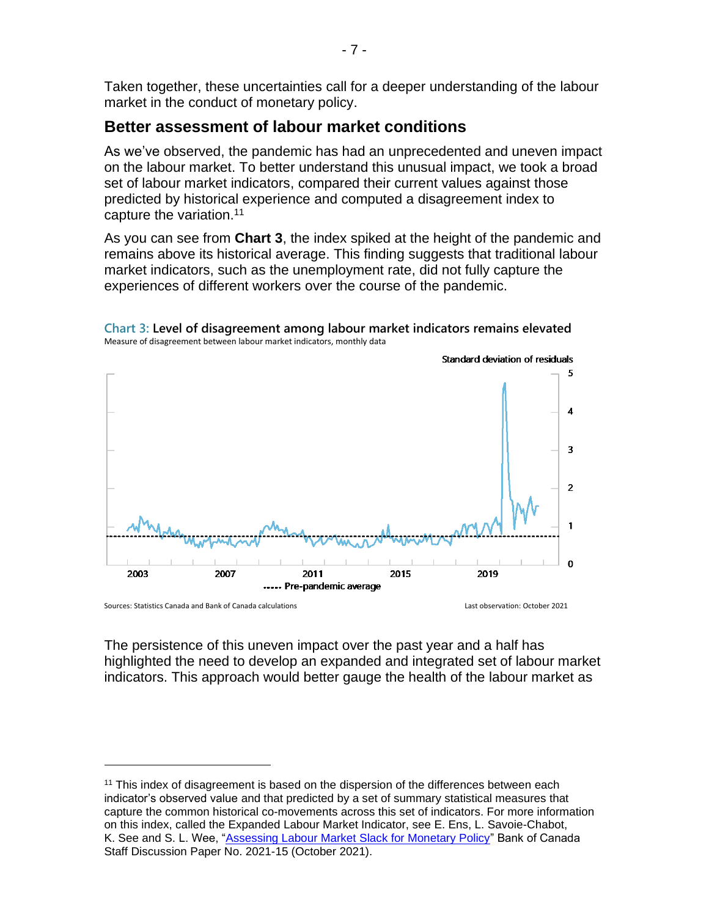Taken together, these uncertainties call for a deeper understanding of the labour market in the conduct of monetary policy.

## Better assessment of labour market conditions

As we've observed, the pandemic has had an unprecedented and uneven impact on the labour market. To better understand this unusual impact, we took a broad set of labour market indicators, compared their current values against those predicted by historical experience and computed a disagreement index to capture the variation.[11]

As you can see from **Chart 3**, the index spiked at the height of the pandemic and remains above its historical average. This finding suggests that traditional labour market indicators, such as the unemployment rate, did not fully capture the experiences of different workers over the course of the pandemic.

**Chart 3: Level of disagreement among labour market indicators remains elevated**
Measure of disagreement between labour market indicators, monthly data

Standard deviation of residuals

----- Pre-pandemic average

Sources: Statistics Canada and Bank of Canada calculations

Last observation: October 2021

The persistence of this uneven impact over the past year and a half has highlighted the need to develop an expanded and integrated set of labour market indicators. This approach would better gauge the health of the labour market as

---

[11] This index of disagreement is based on the dispersion of the differences between each indicator's observed value and that predicted by a set of summary statistical measures that capture the common historical co-movements across this set of indicators. For more information on this index, called the Expanded Labour Market Indicator, see E. Ens, L. Savoie-Chabot, K. See and S. L. Wee, "Assessing Labour Market Slack for Monetary Policy" Bank of Canada Staff Discussion Paper No. 2021-15 (October 2021).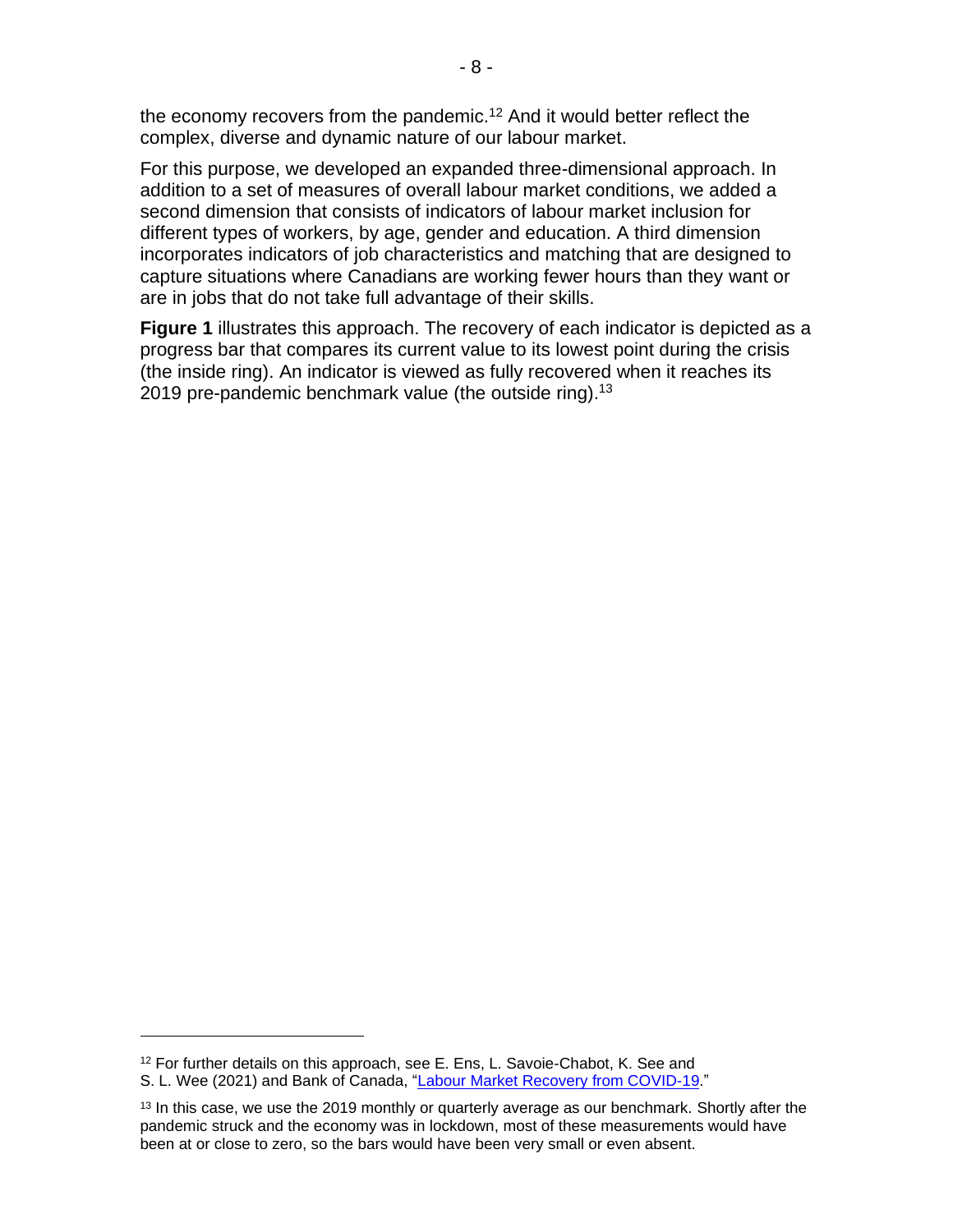the economy recovers from the pandemic.[12] And it would better reflect the complex, diverse and dynamic nature of our labour market.

For this purpose, we developed an expanded three-dimensional approach. In addition to a set of measures of overall labour market conditions, we added a second dimension that consists of indicators of labour market inclusion for different types of workers, by age, gender and education. A third dimension incorporates indicators of job characteristics and matching that are designed to capture situations where Canadians are working fewer hours than they want or are in jobs that do not take full advantage of their skills.

**Figure 1** illustrates this approach. The recovery of each indicator is depicted as a progress bar that compares its current value to its lowest point during the crisis (the inside ring). An indicator is viewed as fully recovered when it reaches its 2019 pre-pandemic benchmark value (the outside ring).[13]

---

[12] For further details on this approach, see E. Ens, L. Savoie-Chabot, K. See and S. L. Wee (2021) and Bank of Canada, "Labour Market Recovery from COVID-19."

[13] In this case, we use the 2019 monthly or quarterly average as our benchmark. Shortly after the pandemic struck and the economy was in lockdown, most of these measurements would have been at or close to zero, so the bars would have been very small or even absent.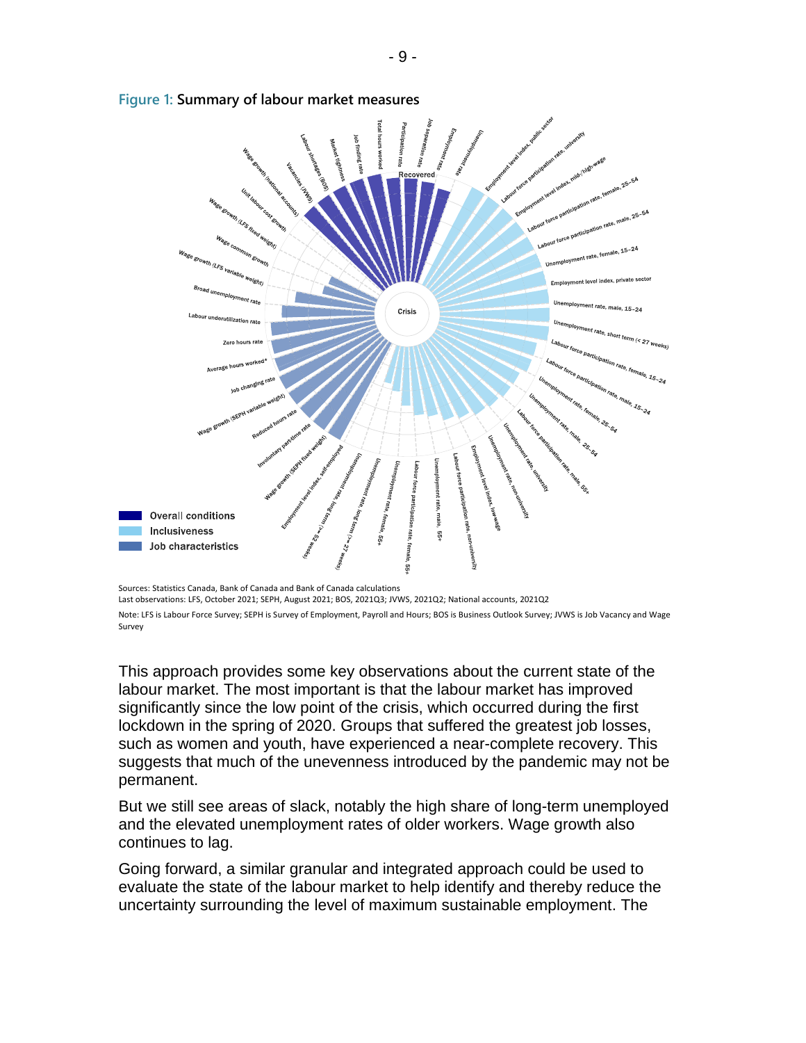**Figure 1: Summary of labour market measures**

Sources: Statistics Canada, Bank of Canada and Bank of Canada calculations
Last observations: LFS, October 2021; SEPH, August 2021; BOS, 2021Q3; JVWS, 2021Q2; National accounts, 2021Q2

Note: LFS is Labour Force Survey; SEPH is Survey of Employment, Payroll and Hours; BOS is Business Outlook Survey; JVWS is Job Vacancy and Wage Survey

This approach provides some key observations about the current state of the labour market. The most important is that the labour market has improved significantly since the low point of the crisis, which occurred during the first lockdown in the spring of 2020. Groups that suffered the greatest job losses, such as women and youth, have experienced a near-complete recovery. This suggests that much of the unevenness introduced by the pandemic may not be permanent.

But we still see areas of slack, notably the high share of long-term unemployed and the elevated unemployment rates of older workers. Wage growth also continues to lag.

Going forward, a similar granular and integrated approach could be used to evaluate the state of the labour market to help identify and thereby reduce the uncertainty surrounding the level of maximum sustainable employment. The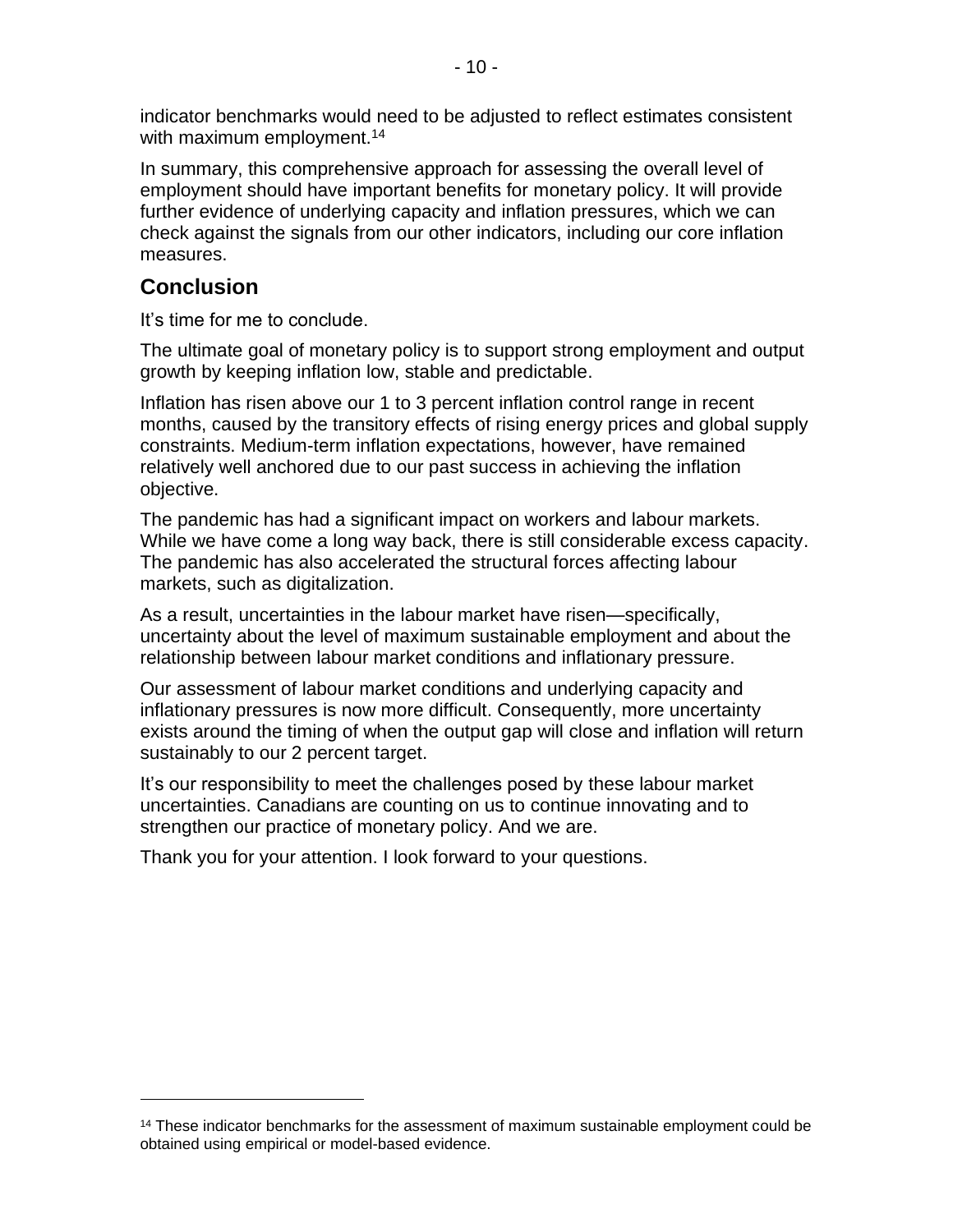indicator benchmarks would need to be adjusted to reflect estimates consistent with maximum employment.[14]

In summary, this comprehensive approach for assessing the overall level of employment should have important benefits for monetary policy. It will provide further evidence of underlying capacity and inflation pressures, which we can check against the signals from our other indicators, including our core inflation measures.

## Conclusion

It's time for me to conclude.

The ultimate goal of monetary policy is to support strong employment and output growth by keeping inflation low, stable and predictable.

Inflation has risen above our 1 to 3 percent inflation control range in recent months, caused by the transitory effects of rising energy prices and global supply constraints. Medium-term inflation expectations, however, have remained relatively well anchored due to our past success in achieving the inflation objective.

The pandemic has had a significant impact on workers and labour markets. While we have come a long way back, there is still considerable excess capacity. The pandemic has also accelerated the structural forces affecting labour markets, such as digitalization.

As a result, uncertainties in the labour market have risen—specifically, uncertainty about the level of maximum sustainable employment and about the relationship between labour market conditions and inflationary pressure.

Our assessment of labour market conditions and underlying capacity and inflationary pressures is now more difficult. Consequently, more uncertainty exists around the timing of when the output gap will close and inflation will return sustainably to our 2 percent target.

It's our responsibility to meet the challenges posed by these labour market uncertainties. Canadians are counting on us to continue innovating and to strengthen our practice of monetary policy. And we are.

Thank you for your attention. I look forward to your questions.

---

[14] These indicator benchmarks for the assessment of maximum sustainable employment could be obtained using empirical or model-based evidence.